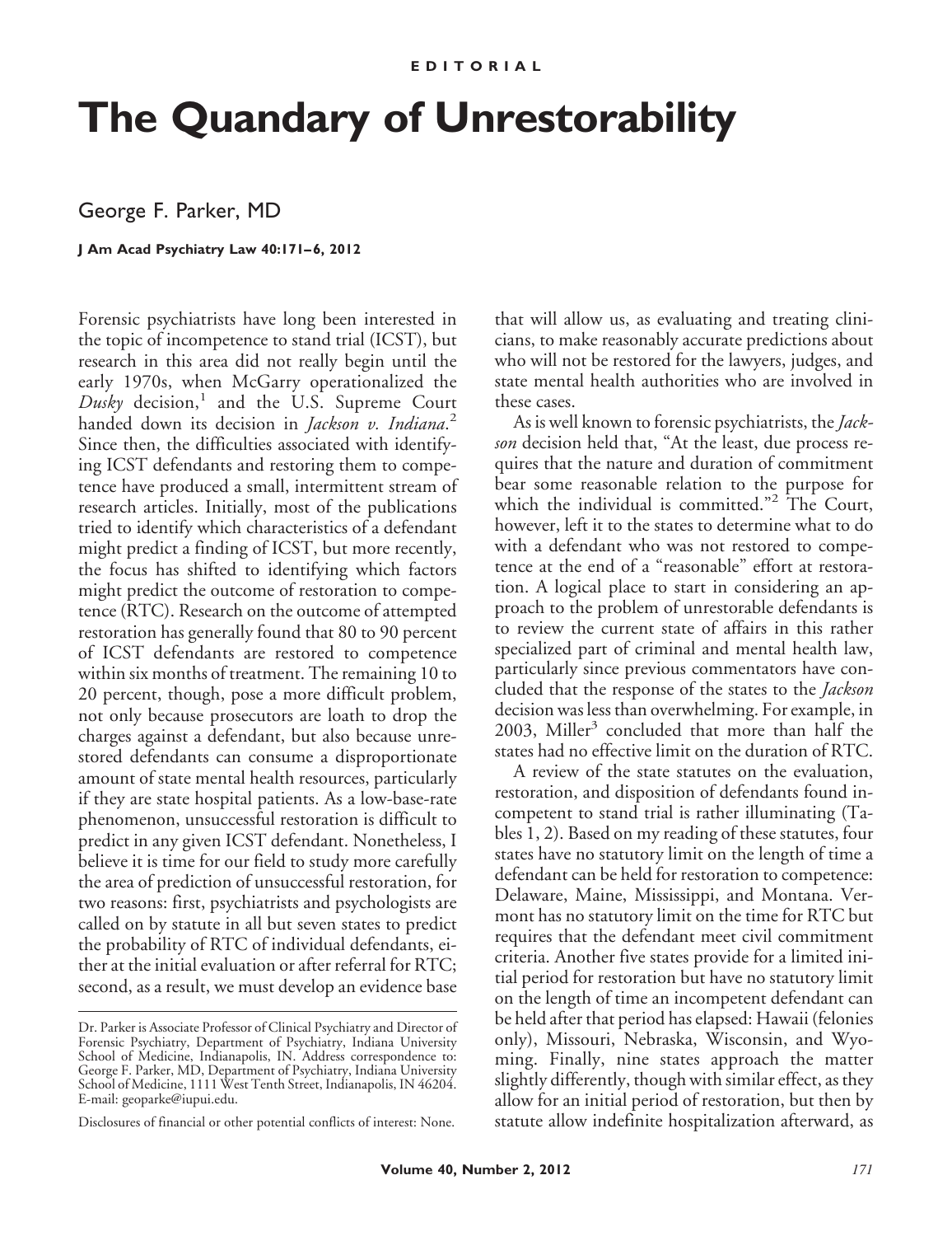EDITORIAL

# The Quandary of Unrestorability

George F. Parker, MD

**J Am Acad Psychiatry Law 40:171–6, 2012**

Forensic psychiatrists have long been interested in the topic of incompetence to stand trial (ICST), but research in this area did not really begin until the early 1970s, when McGarry operationalized the *Dusky* decision,[1] and the U.S. Supreme Court handed down its decision in *Jackson v. Indiana*.[2] Since then, the difficulties associated with identifying ICST defendants and restoring them to competence have produced a small, intermittent stream of research articles. Initially, most of the publications tried to identify which characteristics of a defendant might predict a finding of ICST, but more recently, the focus has shifted to identifying which factors might predict the outcome of restoration to competence (RTC). Research on the outcome of attempted restoration has generally found that 80 to 90 percent of ICST defendants are restored to competence within six months of treatment. The remaining 10 to 20 percent, though, pose a more difficult problem, not only because prosecutors are loath to drop the charges against a defendant, but also because unrestored defendants can consume a disproportionate amount of state mental health resources, particularly if they are state hospital patients. As a low-base-rate phenomenon, unsuccessful restoration is difficult to predict in any given ICST defendant. Nonetheless, I believe it is time for our field to study more carefully the area of prediction of unsuccessful restoration, for two reasons: first, psychiatrists and psychologists are called on by statute in all but seven states to predict the probability of RTC of individual defendants, either at the initial evaluation or after referral for RTC; second, as a result, we must develop an evidence base that will allow us, as evaluating and treating clinicians, to make reasonably accurate predictions about who will not be restored for the lawyers, judges, and state mental health authorities who are involved in these cases.

As is well known to forensic psychiatrists, the *Jackson* decision held that, "At the least, due process requires that the nature and duration of commitment bear some reasonable relation to the purpose for which the individual is committed."[2] The Court, however, left it to the states to determine what to do with a defendant who was not restored to competence at the end of a "reasonable" effort at restoration. A logical place to start in considering an approach to the problem of unrestorable defendants is to review the current state of affairs in this rather specialized part of criminal and mental health law, particularly since previous commentators have concluded that the response of the states to the *Jackson* decision was less than overwhelming. For example, in 2003, Miller[3] concluded that more than half the states had no effective limit on the duration of RTC.

A review of the state statutes on the evaluation, restoration, and disposition of defendants found incompetent to stand trial is rather illuminating (Tables 1, 2). Based on my reading of these statutes, four states have no statutory limit on the length of time a defendant can be held for restoration to competence: Delaware, Maine, Mississippi, and Montana. Vermont has no statutory limit on the time for RTC but requires that the defendant meet civil commitment criteria. Another five states provide for a limited initial period for restoration but have no statutory limit on the length of time an incompetent defendant can be held after that period has elapsed: Hawaii (felonies only), Missouri, Nebraska, Wisconsin, and Wyoming. Finally, nine states approach the matter slightly differently, though with similar effect, as they allow for an initial period of restoration, but then by statute allow indefinite hospitalization afterward, as

---

Dr. Parker is Associate Professor of Clinical Psychiatry and Director of Forensic Psychiatry, Department of Psychiatry, Indiana University School of Medicine, Indianapolis, IN. Address correspondence to: George F. Parker, MD, Department of Psychiatry, Indiana University School of Medicine, 1111 West Tenth Street, Indianapolis, IN 46204. E-mail: geoparke@iupui.edu.

Disclosures of financial or other potential conflicts of interest: None.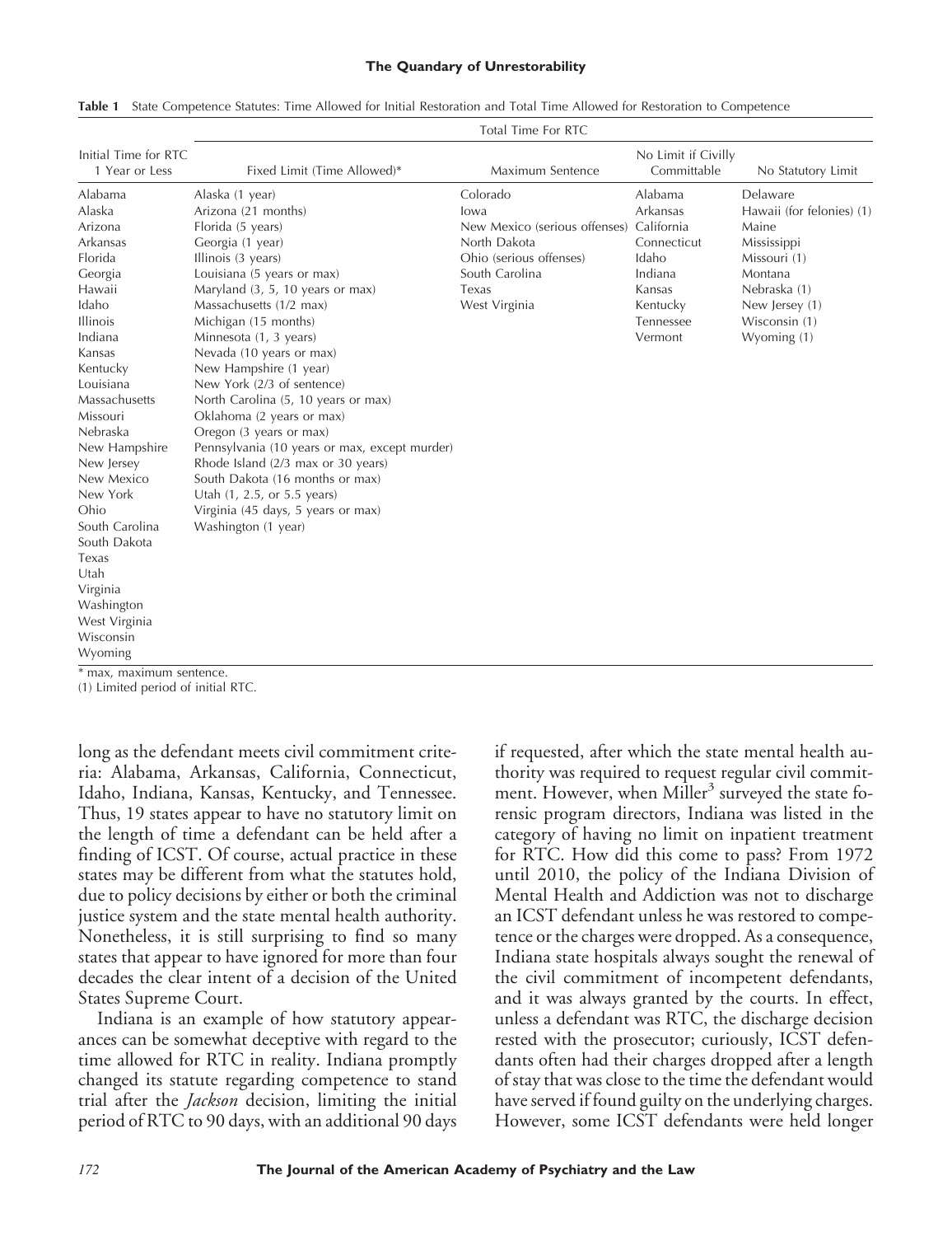**Table 1** State Competence Statutes: Time Allowed for Initial Restoration and Total Time Allowed for Restoration to Competence

| Initial Time for RTC 1 Year or Less | Total Time For RTC | | | |
|---|---|---|---|---|
| | Fixed Limit (Time Allowed)* | Maximum Sentence | No Limit if Civilly Committable | No Statutory Limit |
| Alabama | Alaska (1 year) | Colorado | Alabama | Delaware |
| Alaska | Arizona (21 months) | Iowa | Arkansas | Hawaii (for felonies) (1) |
| Arizona | Florida (5 years) | New Mexico (serious offenses) | California | Maine |
| Arkansas | Georgia (1 year) | North Dakota | Connecticut | Mississippi |
| Florida | Illinois (3 years) | Ohio (serious offenses) | Idaho | Missouri (1) |
| Georgia | Louisiana (5 years or max) | South Carolina | Indiana | Montana |
| Hawaii | Maryland (3, 5, 10 years or max) | Texas | Kansas | Nebraska (1) |
| Idaho | Massachusetts (1/2 max) | West Virginia | Kentucky | New Jersey (1) |
| Illinois | Michigan (15 months) | | Tennessee | Wisconsin (1) |
| Indiana | Minnesota (1, 3 years) | | Vermont | Wyoming (1) |
| Kansas | Nevada (10 years or max) | | | |
| Kentucky | New Hampshire (1 year) | | | |
| Louisiana | New York (2/3 of sentence) | | | |
| Massachusetts | North Carolina (5, 10 years or max) | | | |
| Missouri | Oklahoma (2 years or max) | | | |
| Nebraska | Oregon (3 years or max) | | | |
| New Hampshire | Pennsylvania (10 years or max, except murder) | | | |
| New Jersey | Rhode Island (2/3 max or 30 years) | | | |
| New Mexico | South Dakota (16 months or max) | | | |
| New York | Utah (1, 2.5, or 5.5 years) | | | |
| Ohio | Virginia (45 days, 5 years or max) | | | |
| South Carolina | Washington (1 year) | | | |
| South Dakota | | | | |
| Texas | | | | |
| Utah | | | | |
| Virginia | | | | |
| Washington | | | | |
| West Virginia | | | | |
| Wisconsin | | | | |
| Wyoming | | | | |

\* max, maximum sentence.
(1) Limited period of initial RTC.

long as the defendant meets civil commitment criteria: Alabama, Arkansas, California, Connecticut, Idaho, Indiana, Kansas, Kentucky, and Tennessee. Thus, 19 states appear to have no statutory limit on the length of time a defendant can be held after a finding of ICST. Of course, actual practice in these states may be different from what the statutes hold, due to policy decisions by either or both the criminal justice system and the state mental health authority. Nonetheless, it is still surprising to find so many states that appear to have ignored for more than four decades the clear intent of a decision of the United States Supreme Court.

Indiana is an example of how statutory appearances can be somewhat deceptive with regard to the time allowed for RTC in reality. Indiana promptly changed its statute regarding competence to stand trial after the *Jackson* decision, limiting the initial period of RTC to 90 days, with an additional 90 days if requested, after which the state mental health authority was required to request regular civil commitment. However, when Miller[3] surveyed the state forensic program directors, Indiana was listed in the category of having no limit on inpatient treatment for RTC. How did this come to pass? From 1972 until 2010, the policy of the Indiana Division of Mental Health and Addiction was not to discharge an ICST defendant unless he was restored to competence or the charges were dropped. As a consequence, Indiana state hospitals always sought the renewal of the civil commitment of incompetent defendants, and it was always granted by the courts. In effect, unless a defendant was RTC, the discharge decision rested with the prosecutor; curiously, ICST defendants often had their charges dropped after a length of stay that was close to the time the defendant would have served if found guilty on the underlying charges. However, some ICST defendants were held longer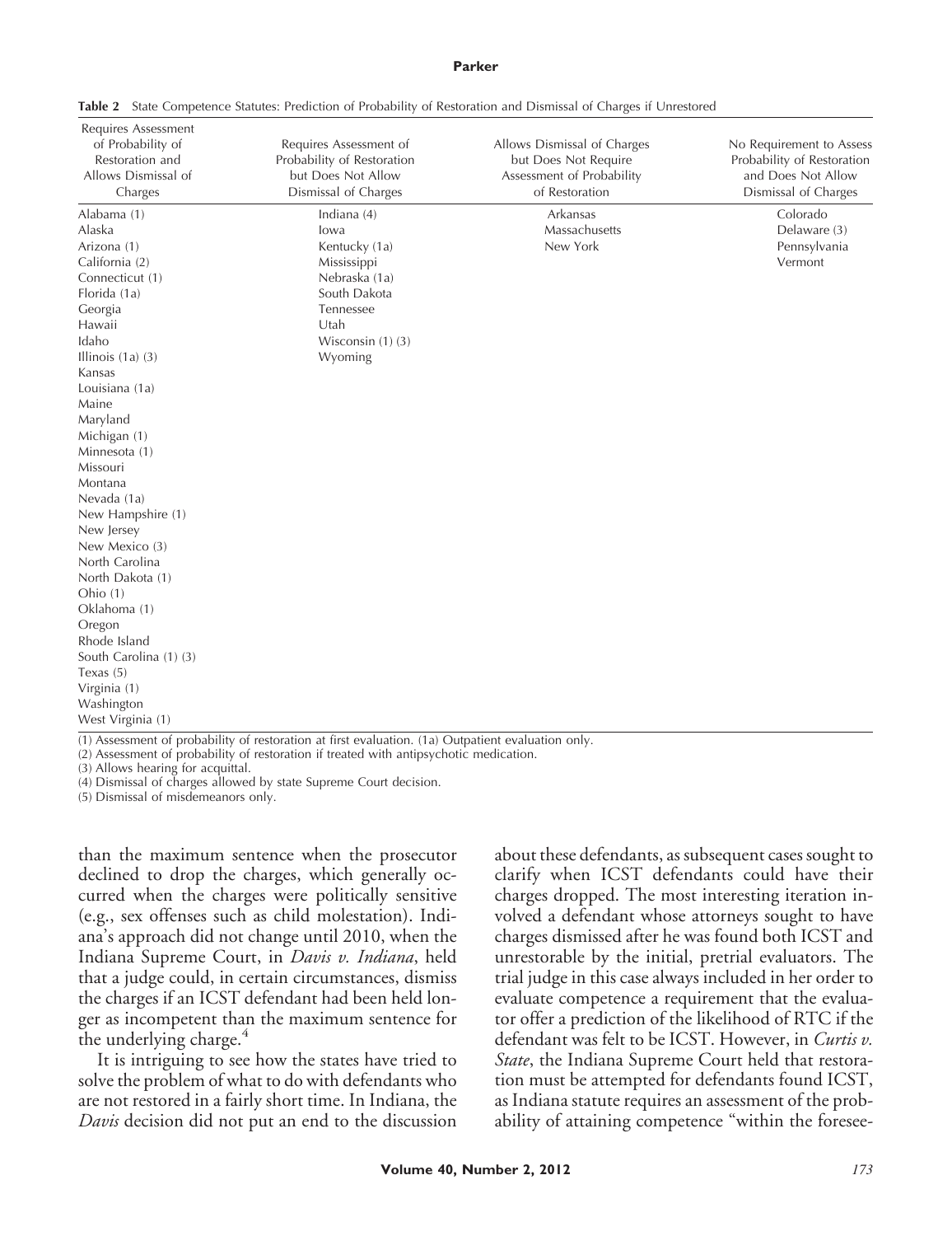**Table 2** State Competence Statutes: Prediction of Probability of Restoration and Dismissal of Charges if Unrestored

| Requires Assessment of Probability of Restoration and Allows Dismissal of Charges | Requires Assessment of Probability of Restoration but Does Not Allow Dismissal of Charges | Allows Dismissal of Charges but Does Not Require Assessment of Probability of Restoration | No Requirement to Assess Probability of Restoration and Does Not Allow Dismissal of Charges |
|---|---|---|---|
| Alabama (1) | Indiana (4) | Arkansas | Colorado |
| Alaska | Iowa | Massachusetts | Delaware (3) |
| Arizona (1) | Kentucky (1a) | New York | Pennsylvania |
| California (2) | Mississippi | | Vermont |
| Connecticut (1) | Nebraska (1a) | | |
| Florida (1a) | South Dakota | | |
| Georgia | Tennessee | | |
| Hawaii | Utah | | |
| Idaho | Wisconsin (1) (3) | | |
| Illinois (1a) (3) | Wyoming | | |
| Kansas | | | |
| Louisiana (1a) | | | |
| Maine | | | |
| Maryland | | | |
| Michigan (1) | | | |
| Minnesota (1) | | | |
| Missouri | | | |
| Montana | | | |
| Nevada (1a) | | | |
| New Hampshire (1) | | | |
| New Jersey | | | |
| New Mexico (3) | | | |
| North Carolina | | | |
| North Dakota (1) | | | |
| Ohio (1) | | | |
| Oklahoma (1) | | | |
| Oregon | | | |
| Rhode Island | | | |
| South Carolina (1) (3) | | | |
| Texas (5) | | | |
| Virginia (1) | | | |
| Washington | | | |
| West Virginia (1) | | | |

(1) Assessment of probability of restoration at first evaluation. (1a) Outpatient evaluation only.
(2) Assessment of probability of restoration if treated with antipsychotic medication.
(3) Allows hearing for acquittal.
(4) Dismissal of charges allowed by state Supreme Court decision.
(5) Dismissal of misdemeanors only.

than the maximum sentence when the prosecutor declined to drop the charges, which generally occurred when the charges were politically sensitive (e.g., sex offenses such as child molestation). Indiana's approach did not change until 2010, when the Indiana Supreme Court, in *Davis v. Indiana*, held that a judge could, in certain circumstances, dismiss the charges if an ICST defendant had been held longer as incompetent than the maximum sentence for the underlying charge.[4]

It is intriguing to see how the states have tried to solve the problem of what to do with defendants who are not restored in a fairly short time. In Indiana, the *Davis* decision did not put an end to the discussion about these defendants, as subsequent cases sought to clarify when ICST defendants could have their charges dropped. The most interesting iteration involved a defendant whose attorneys sought to have charges dismissed after he was found both ICST and unrestorable by the initial, pretrial evaluators. The trial judge in this case always included in her order to evaluate competence a requirement that the evaluator offer a prediction of the likelihood of RTC if the defendant was felt to be ICST. However, in *Curtis v. State*, the Indiana Supreme Court held that restoration must be attempted for defendants found ICST, as Indiana statute requires an assessment of the probability of attaining competence "within the forsee-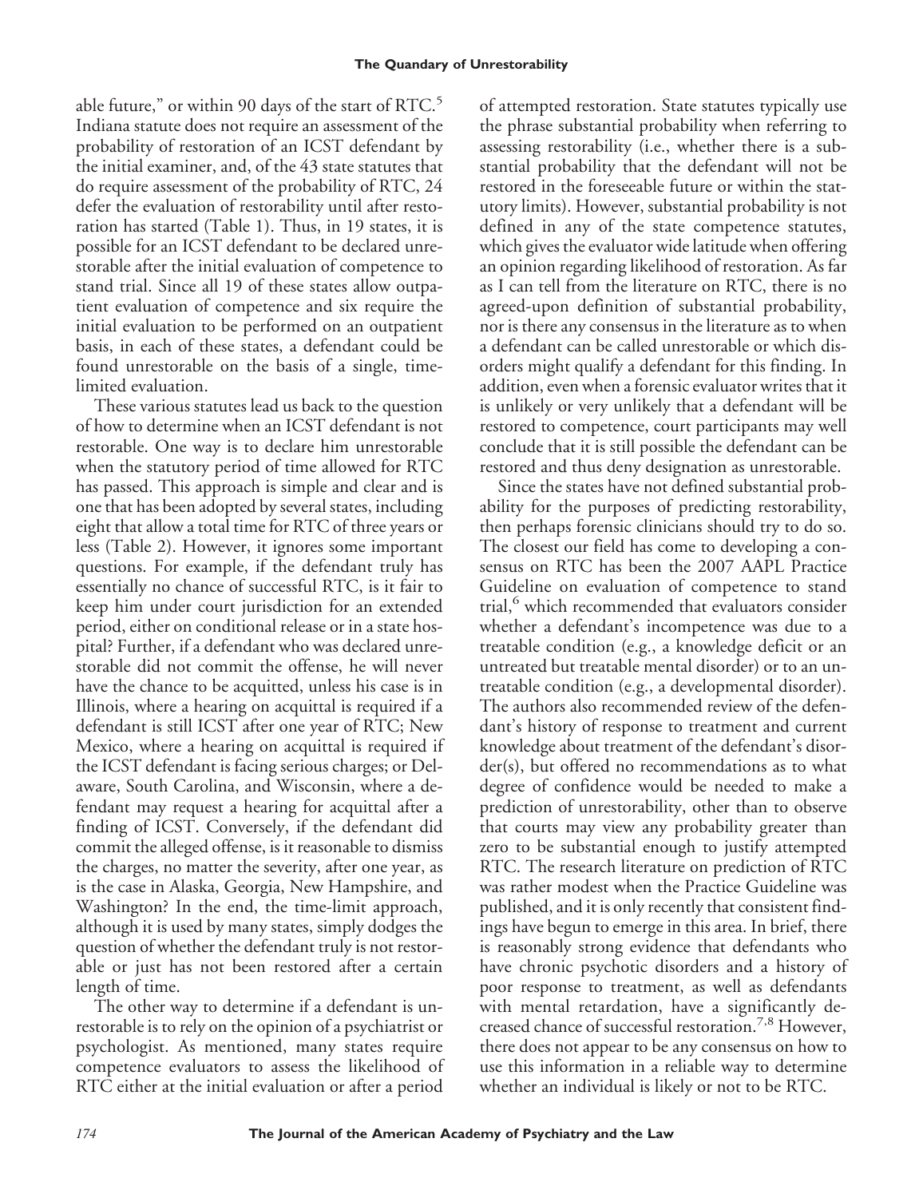able future," or within 90 days of the start of RTC.[5] Indiana statute does not require an assessment of the probability of restoration of an ICST defendant by the initial examiner, and, of the 43 state statutes that do require assessment of the probability of RTC, 24 defer the evaluation of restorability until after restoration has started (Table 1). Thus, in 19 states, it is possible for an ICST defendant to be declared unrestorable after the initial evaluation of competence to stand trial. Since all 19 of these states allow outpatient evaluation of competence and six require the initial evaluation to be performed on an outpatient basis, in each of these states, a defendant could be found unrestorable on the basis of a single, time-limited evaluation.

These various statutes lead us back to the question of how to determine when an ICST defendant is not restorable. One way is to declare him unrestorable when the statutory period of time allowed for RTC has passed. This approach is simple and clear and is one that has been adopted by several states, including eight that allow a total time for RTC of three years or less (Table 2). However, it ignores some important questions. For example, if the defendant truly has essentially no chance of successful RTC, is it fair to keep him under court jurisdiction for an extended period, either on conditional release or in a state hospital? Further, if a defendant who was declared unrestorable did not commit the offense, he will never have the chance to be acquitted, unless his case is in Illinois, where a hearing on acquittal is required if a defendant is still ICST after one year of RTC; New Mexico, where a hearing on acquittal is required if the ICST defendant is facing serious charges; or Delaware, South Carolina, and Wisconsin, where a defendant may request a hearing for acquittal after a finding of ICST. Conversely, if the defendant did commit the alleged offense, is it reasonable to dismiss the charges, no matter the severity, after one year, as is the case in Alaska, Georgia, New Hampshire, and Washington? In the end, the time-limit approach, although it is used by many states, simply dodges the question of whether the defendant truly is not restorable or just has not been restored after a certain length of time.

The other way to determine if a defendant is unrestorable is to rely on the opinion of a psychiatrist or psychologist. As mentioned, many states require competence evaluators to assess the likelihood of RTC either at the initial evaluation or after a period of attempted restoration. State statutes typically use the phrase substantial probability when referring to assessing restorability (i.e., whether there is a substantial probability that the defendant will not be restored in the foreseeable future or within the statutory limits). However, substantial probability is not defined in any of the state competence statutes, which gives the evaluator wide latitude when offering an opinion regarding likelihood of restoration. As far as I can tell from the literature on RTC, there is no agreed-upon definition of substantial probability, nor is there any consensus in the literature as to when a defendant can be called unrestorable or which disorders might qualify a defendant for this finding. In addition, even when a forensic evaluator writes that it is unlikely or very unlikely that a defendant will be restored to competence, court participants may well conclude that it is still possible the defendant can be restored and thus deny designation as unrestorable.

Since the states have not defined substantial probability for the purposes of predicting restorability, then perhaps forensic clinicians should try to do so. The closest our field has come to developing a consensus on RTC has been the 2007 AAPL Practice Guideline on evaluation of competence to stand trial,[6] which recommended that evaluators consider whether a defendant's incompetence was due to a treatable condition (e.g., a knowledge deficit or an untreated but treatable mental disorder) or to an untreatable condition (e.g., a developmental disorder). The authors also recommended review of the defendant's history of response to treatment and current knowledge about treatment of the defendant's disorder(s), but offered no recommendations as to what degree of confidence would be needed to make a prediction of unrestorability, other than to observe that courts may view any probability greater than zero to be substantial enough to justify attempted RTC. The research literature on prediction of RTC was rather modest when the Practice Guideline was published, and it is only recently that consistent findings have begun to emerge in this area. In brief, there is reasonably strong evidence that defendants who have chronic psychotic disorders and a history of poor response to treatment, as well as defendants with mental retardation, have a significantly decreased chance of successful restoration.[7,8] However, there does not appear to be any consensus on how to use this information in a reliable way to determine whether an individual is likely or not to be RTC.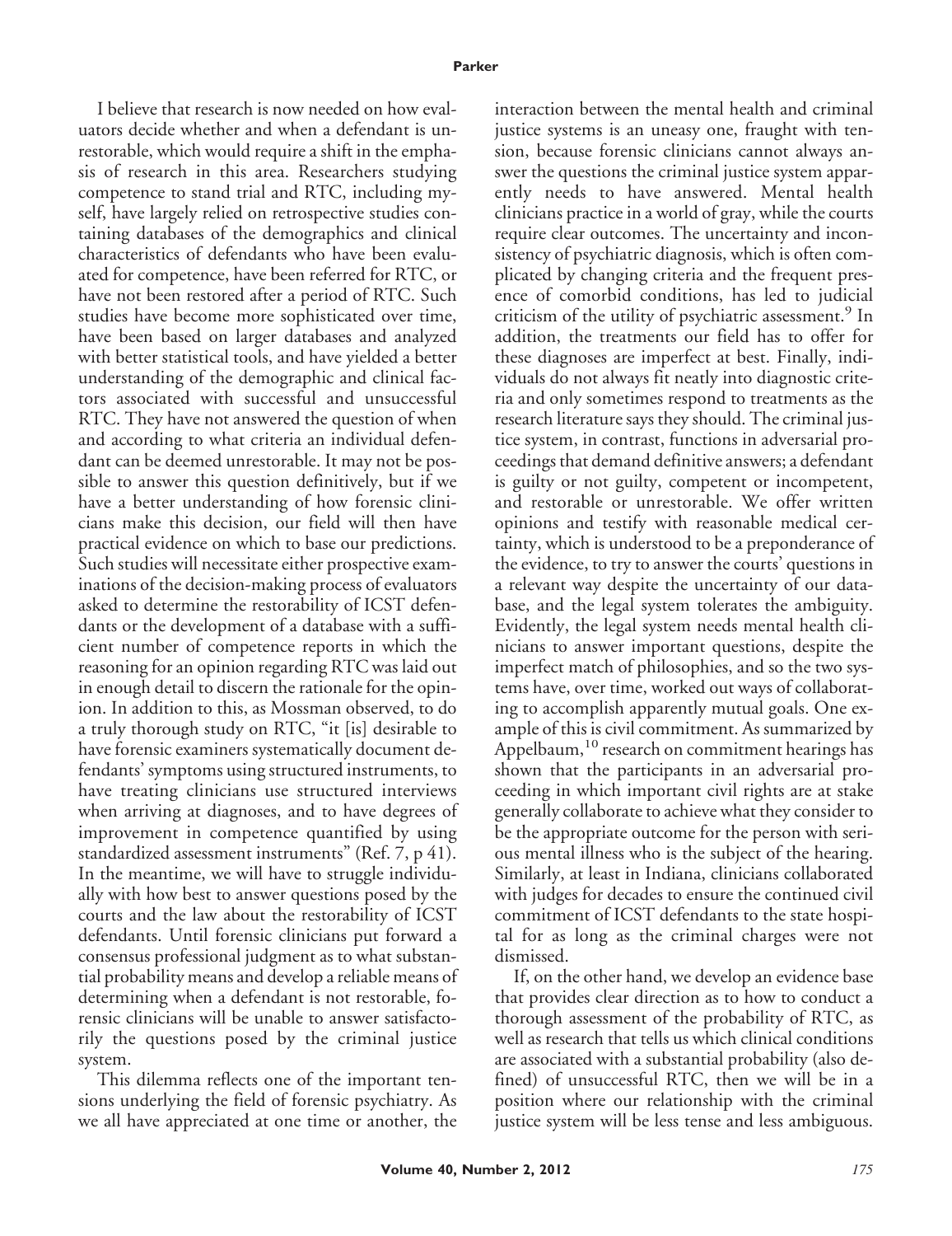I believe that research is now needed on how evaluators decide whether and when a defendant is unrestorable, which would require a shift in the emphasis of research in this area. Researchers studying competence to stand trial and RTC, including myself, have largely relied on retrospective studies containing databases of the demographics and clinical characteristics of defendants who have been evaluated for competence, have been referred for RTC, or have not been restored after a period of RTC. Such studies have become more sophisticated over time, have been based on larger databases and analyzed with better statistical tools, and have yielded a better understanding of the demographic and clinical factors associated with successful and unsuccessful RTC. They have not answered the question of when and according to what criteria an individual defendant can be deemed unrestorable. It may not be possible to answer this question definitively, but if we have a better understanding of how forensic clinicians make this decision, our field will then have practical evidence on which to base our predictions. Such studies will necessitate either prospective examinations of the decision-making process of evaluators asked to determine the restorability of ICST defendants or the development of a database with a sufficient number of competence reports in which the reasoning for an opinion regarding RTC was laid out in enough detail to discern the rationale for the opinion. In addition to this, as Mossman observed, to do a truly thorough study on RTC, "it [is] desirable to have forensic examiners systematically document defendants' symptoms using structured instruments, to have treating clinicians use structured interviews when arriving at diagnoses, and to have degrees of improvement in competence quantified by using standardized assessment instruments" (Ref. 7, p 41). In the meantime, we will have to struggle individually with how best to answer questions posed by the courts and the law about the restorability of ICST defendants. Until forensic clinicians put forward a consensus professional judgment as to what substantial probability means and develop a reliable means of determining when a defendant is not restorable, forensic clinicians will be unable to answer satisfactorily the questions posed by the criminal justice system.

This dilemma reflects one of the important tensions underlying the field of forensic psychiatry. As we all have appreciated at one time or another, the interaction between the mental health and criminal justice systems is an uneasy one, fraught with tension, because forensic clinicians cannot always answer the questions the criminal justice system apparently needs to have answered. Mental health clinicians practice in a world of gray, while the courts require clear outcomes. The uncertainty and inconsistency of psychiatric diagnosis, which is often complicated by changing criteria and the frequent presence of comorbid conditions, has led to judicial criticism of the utility of psychiatric assessment.[9] In addition, the treatments our field has to offer for these diagnoses are imperfect at best. Finally, individuals do not always fit neatly into diagnostic criteria and only sometimes respond to treatments as the research literature says they should. The criminal justice system, in contrast, functions in adversarial proceedings that demand definitive answers; a defendant is guilty or not guilty, competent or incompetent, and restorable or unrestorable. We offer written opinions and testify with reasonable medical certainty, which is understood to be a preponderance of the evidence, to try to answer the courts' questions in a relevant way despite the uncertainty of our database, and the legal system tolerates the ambiguity. Evidently, the legal system needs mental health clinicians to answer important questions, despite the imperfect match of philosophies, and so the two systems have, over time, worked out ways of collaborating to accomplish apparently mutual goals. One example of this is civil commitment. As summarized by Appelbaum,[10] research on commitment hearings has shown that the participants in an adversarial proceeding in which important civil rights are at stake generally collaborate to achieve what they consider to be the appropriate outcome for the person with serious mental illness who is the subject of the hearing. Similarly, at least in Indiana, clinicians collaborated with judges for decades to ensure the continued civil commitment of ICST defendants to the state hospital for as long as the criminal charges were not dismissed.

If, on the other hand, we develop an evidence base that provides clear direction as to how to conduct a thorough assessment of the probability of RTC, as well as research that tells us which clinical conditions are associated with a substantial probability (also defined) of unsuccessful RTC, then we will be in a position where our relationship with the criminal justice system will be less tense and less ambiguous.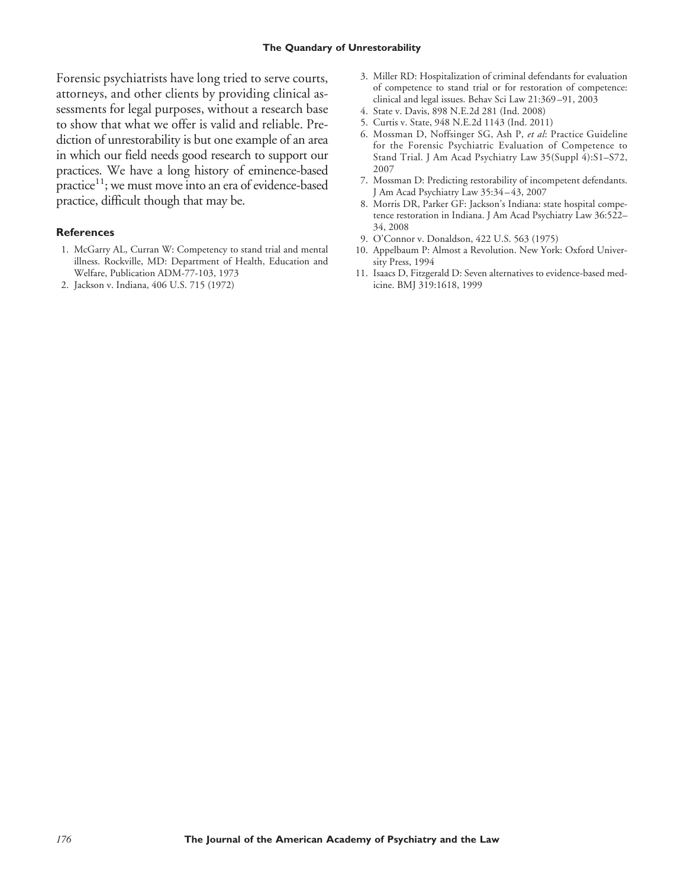Forensic psychiatrists have long tried to serve courts, attorneys, and other clients by providing clinical assessments for legal purposes, without a research base to show that what we offer is valid and reliable. Prediction of unrestorability is but one example of an area in which our field needs good research to support our practices. We have a long history of eminence-based practice[11]; we must move into an era of evidence-based practice, difficult though that may be.

## References

1. McGarry AL, Curran W: Competency to stand trial and mental illness. Rockville, MD: Department of Health, Education and Welfare, Publication ADM-77-103, 1973
2. Jackson v. Indiana, 406 U.S. 715 (1972)
3. Miller RD: Hospitalization of criminal defendants for evaluation of competence to stand trial or for restoration of competence: clinical and legal issues. Behav Sci Law 21:369–91, 2003
4. State v. Davis, 898 N.E.2d 281 (Ind. 2008)
5. Curtis v. State, 948 N.E.2d 1143 (Ind. 2011)
6. Mossman D, Noffsinger SG, Ash P, *et al*: Practice Guideline for the Forensic Psychiatric Evaluation of Competence to Stand Trial. J Am Acad Psychiatry Law 35(Suppl 4):S1–S72, 2007
7. Mossman D: Predicting restorability of incompetent defendants. J Am Acad Psychiatry Law 35:34–43, 2007
8. Morris DR, Parker GF: Jackson's Indiana: state hospital competence restoration in Indiana. J Am Acad Psychiatry Law 36:522–34, 2008
9. O'Connor v. Donaldson, 422 U.S. 563 (1975)
10. Appelbaum P: Almost a Revolution. New York: Oxford University Press, 1994
11. Isaacs D, Fitzgerald D: Seven alternatives to evidence-based medicine. BMJ 319:1618, 1999